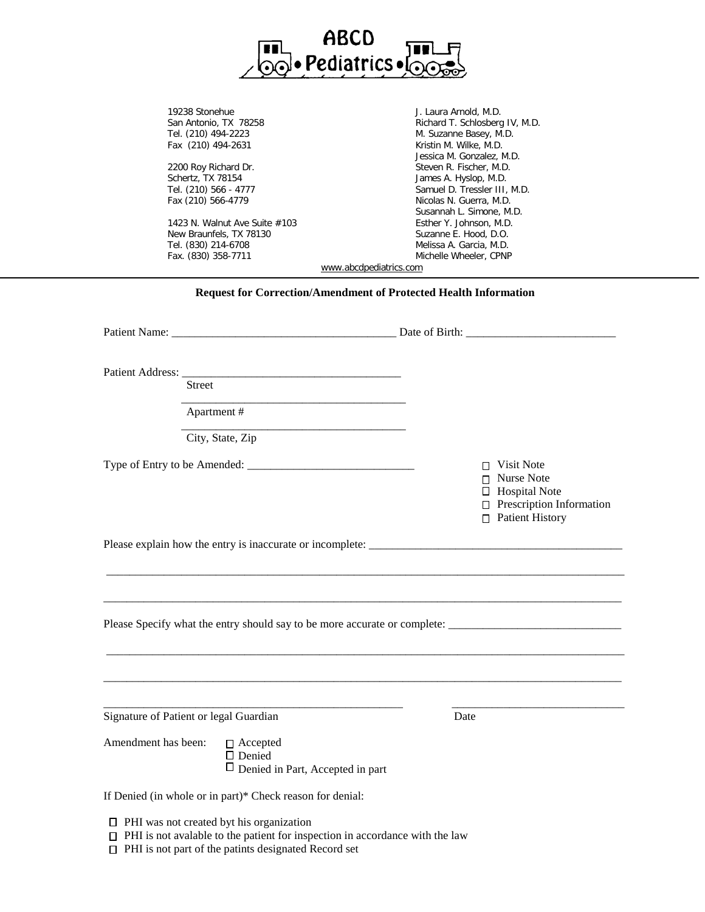# ABCD • Pediatrics •

19238 Stonehue
San Antonio, TX 78258
Tel. (210) 494-2223
Fax (210) 494-2631

2200 Roy Richard Dr.
Schertz, TX 78154
Tel. (210) 566 - 4777
Fax (210) 566-4779

1423 N. Walnut Ave Suite #103
New Braunfels, TX 78130
Tel. (830) 214-6708
Fax. (830) 358-7711

J. Laura Arnold, M.D.
Richard T. Schlosberg IV, M.D.
M. Suzanne Basey, M.D.
Kristin M. Wilke, M.D.
Jessica M. Gonzalez, M.D.
Steven R. Fischer, M.D.
James A. Hyslop, M.D.
Samuel D. Tressler III, M.D.
Nicolas N. Guerra, M.D.
Susannah L. Simone, M.D.
Esther Y. Johnson, M.D.
Suzanne E. Hood, D.O.
Melissa A. Garcia, M.D.
Michelle Wheeler, CPNP

www.abcdpediatrics.com

**Request for Correction/Amendment of Protected Health Information**

Patient Name: _______________________________________ Date of Birth: __________________________

Patient Address: ______________________________________
Street
_______________________________________
Apartment #
_______________________________________
City, State, Zip

Type of Entry to be Amended: _____________________________

- ☐ Visit Note
- ☐ Nurse Note
- ☐ Hospital Note
- ☐ Prescription Information
- ☐ Patient History

Please explain how the entry is inaccurate or incomplete: ______________________________________________

_____________________________________________________________________________________________

_____________________________________________________________________________________________

Please Specify what the entry should say to be more accurate or complete: ______________________________

_____________________________________________________________________________________________

_____________________________________________________________________________________________

_____________________________________________________ ______________________________
Signature of Patient or legal Guardian Date

Amendment has been:
- ☐ Accepted
- ☐ Denied
- ☐ Denied in Part, Accepted in part

If Denied (in whole or in part)* Check reason for denial:

- ☐ PHI was not created byt his organization
- ☐ PHI is not avalable to the patient for inspection in accordance with the law
- ☐ PHI is not part of the patints designated Record set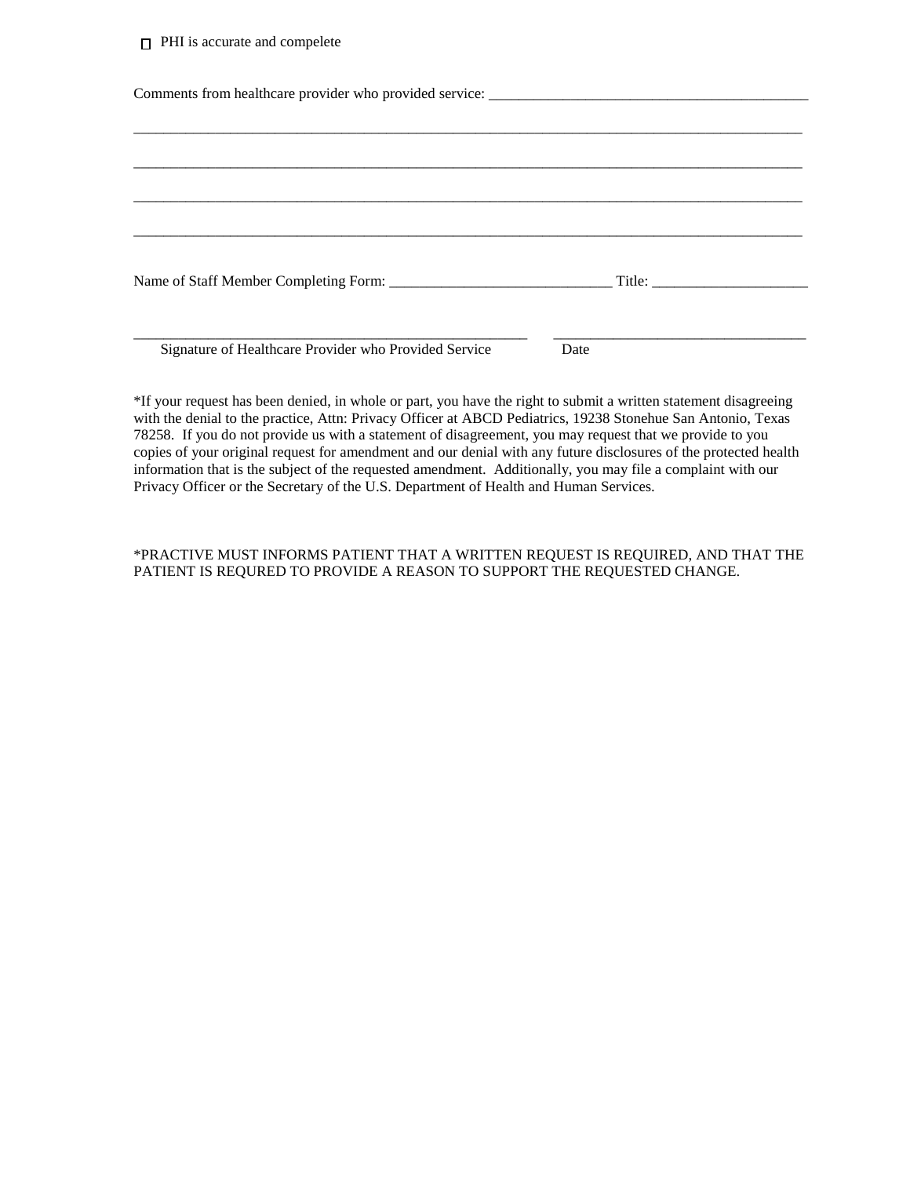☐ PHI is accurate and compelete

Comments from healthcare provider who provided service: ___________________________________________

_____________________________________________________________________________________________

_____________________________________________________________________________________________

_____________________________________________________________________________________________

_____________________________________________________________________________________________

Name of Staff Member Completing Form: ______________________________ Title: _____________________

_____________________________________________________ __________________________________

Signature of Healthcare Provider who Provided Service Date

*If your request has been denied, in whole or part, you have the right to submit a written statement disagreeing with the denial to the practice, Attn: Privacy Officer at ABCD Pediatrics, 19238 Stonehue San Antonio, Texas 78258. If you do not provide us with a statement of disagreement, you may request that we provide to you copies of your original request for amendment and our denial with any future disclosures of the protected health information that is the subject of the requested amendment. Additionally, you may file a complaint with our Privacy Officer or the Secretary of the U.S. Department of Health and Human Services.

*PRACTIVE MUST INFORMS PATIENT THAT A WRITTEN REQUEST IS REQUIRED, AND THAT THE PATIENT IS REQURED TO PROVIDE A REASON TO SUPPORT THE REQUESTED CHANGE.